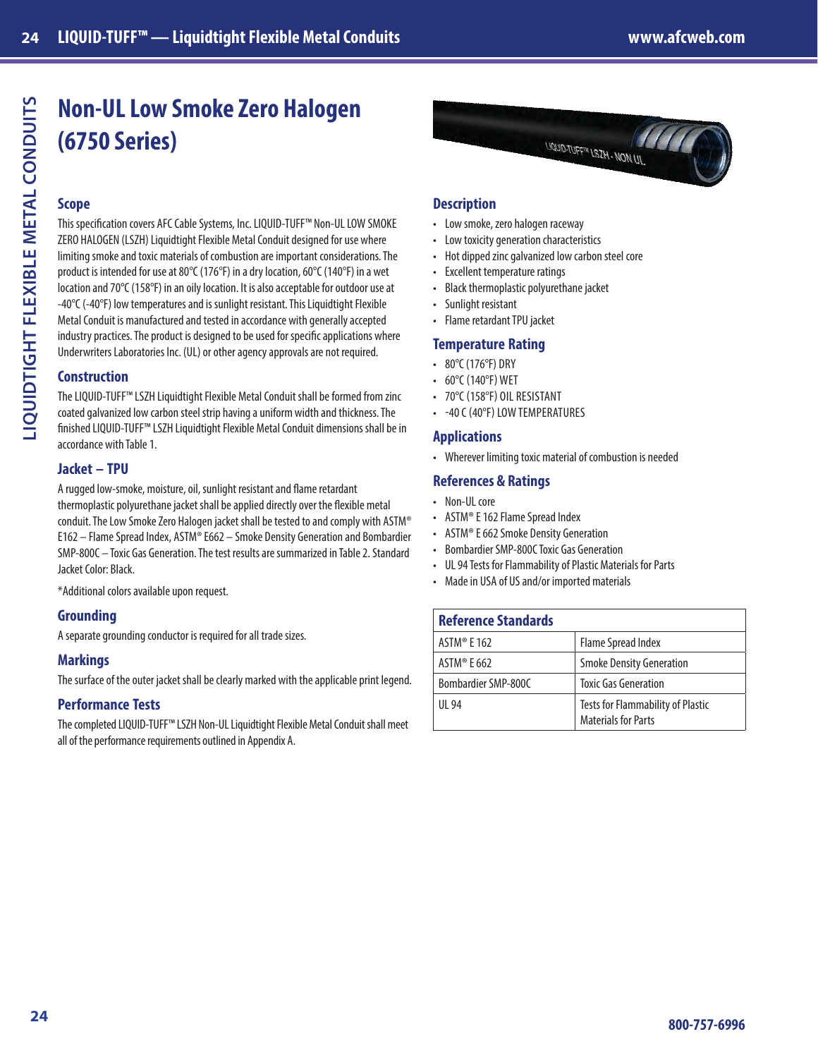# Non-UL Low Smoke Zero Halogen (6750 Series)

## Scope

This specification covers AFC Cable Systems, Inc. LIQUID-TUFF™ Non-UL LOW SMOKE ZERO HALOGEN (LSZH) Liquidtight Flexible Metal Conduit designed for use where limiting smoke and toxic materials of combustion are important considerations. The product is intended for use at 80°C (176°F) in a dry location, 60°C (140°F) in a wet location and 70°C (158°F) in an oily location. It is also acceptable for outdoor use at -40°C (-40°F) low temperatures and is sunlight resistant. This Liquidtight Flexible Metal Conduit is manufactured and tested in accordance with generally accepted industry practices. The product is designed to be used for specific applications where Underwriters Laboratories Inc. (UL) or other agency approvals are not required.

## Construction

The LIQUID-TUFF™ LSZH Liquidtight Flexible Metal Conduit shall be formed from zinc coated galvanized low carbon steel strip having a uniform width and thickness. The finished LIQUID-TUFF™ LSZH Liquidtight Flexible Metal Conduit dimensions shall be in accordance with Table 1.

## Jacket – TPU

A rugged low-smoke, moisture, oil, sunlight resistant and flame retardant thermoplastic polyurethane jacket shall be applied directly over the flexible metal conduit. The Low Smoke Zero Halogen jacket shall be tested to and comply with ASTM® E162 – Flame Spread Index, ASTM® E662 – Smoke Density Generation and Bombardier SMP-800C – Toxic Gas Generation. The test results are summarized in Table 2. Standard Jacket Color: Black.

*Additional colors available upon request.

## Grounding

A separate grounding conductor is required for all trade sizes.

## Markings

The surface of the outer jacket shall be clearly marked with the applicable print legend.

## Performance Tests

The completed LIQUID-TUFF™ LSZH Non-UL Liquidtight Flexible Metal Conduit shall meet all of the performance requirements outlined in Appendix A.

## Description

- Low smoke, zero halogen raceway
- Low toxicity generation characteristics
- Hot dipped zinc galvanized low carbon steel core
- Excellent temperature ratings
- Black thermoplastic polyurethane jacket
- Sunlight resistant
- Flame retardant TPU jacket

## Temperature Rating

- 80°C (176°F) DRY
- 60°C (140°F) WET
- 70°C (158°F) OIL RESISTANT
- -40 C (40°F) LOW TEMPERATURES

## Applications

- Wherever limiting toxic material of combustion is needed

## References & Ratings

- Non-UL core
- ASTM® E 162 Flame Spread Index
- ASTM® E 662 Smoke Density Generation
- Bombardier SMP-800C Toxic Gas Generation
- UL 94 Tests for Flammability of Plastic Materials for Parts
- Made in USA of US and/or imported materials

| Reference Standards | |
|---|---|
| ASTM® E 162 | Flame Spread Index |
| ASTM® E 662 | Smoke Density Generation |
| Bombardier SMP-800C | Toxic Gas Generation |
| UL 94 | Tests for Flammability of Plastic Materials for Parts |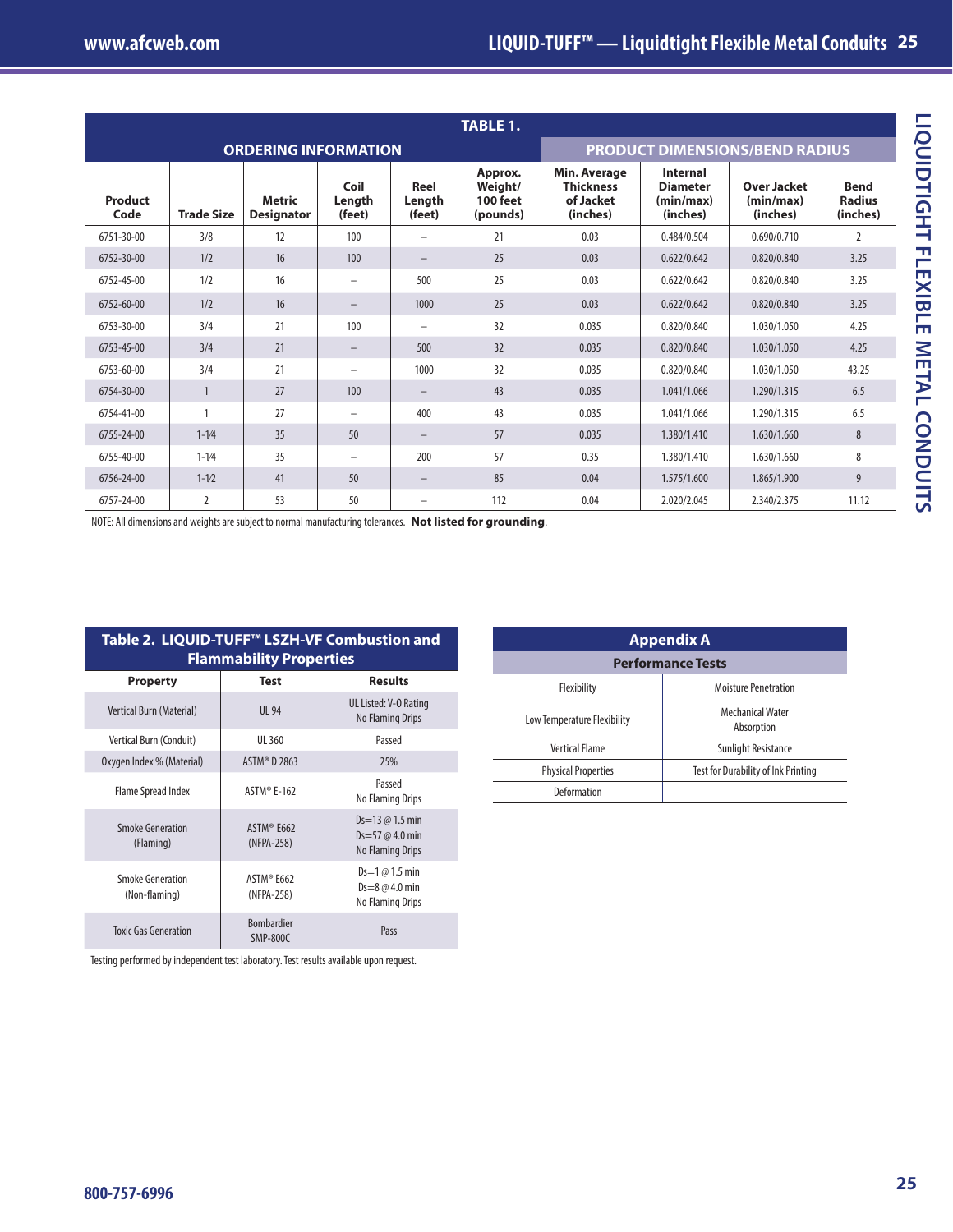## TABLE 1.

| ORDERING INFORMATION | | | | | | PRODUCT DIMENSIONS/BEND RADIUS | | | |
|---|---|---|---|---|---|---|---|---|---|
| Product Code | Trade Size | Metric Designator | Coil Length (feet) | Reel Length (feet) | Approx. Weight/ 100 feet (pounds) | Min. Average Thickness of Jacket (inches) | Internal Diameter (min/max) (inches) | Over Jacket (min/max) (inches) | Bend Radius (inches) |
| 6751-30-00 | 3/8 | 12 | 100 | – | 21 | 0.03 | 0.484/0.504 | 0.690/0.710 | 2 |
| 6752-30-00 | 1/2 | 16 | 100 | – | 25 | 0.03 | 0.622/0.642 | 0.820/0.840 | 3.25 |
| 6752-45-00 | 1/2 | 16 | – | 500 | 25 | 0.03 | 0.622/0.642 | 0.820/0.840 | 3.25 |
| 6752-60-00 | 1/2 | 16 | – | 1000 | 25 | 0.03 | 0.622/0.642 | 0.820/0.840 | 3.25 |
| 6753-30-00 | 3/4 | 21 | 100 | – | 32 | 0.035 | 0.820/0.840 | 1.030/1.050 | 4.25 |
| 6753-45-00 | 3/4 | 21 | – | 500 | 32 | 0.035 | 0.820/0.840 | 1.030/1.050 | 4.25 |
| 6753-60-00 | 3/4 | 21 | – | 1000 | 32 | 0.035 | 0.820/0.840 | 1.030/1.050 | 43.25 |
| 6754-30-00 | 1 | 27 | 100 | – | 43 | 0.035 | 1.041/1.066 | 1.290/1.315 | 6.5 |
| 6754-41-00 | 1 | 27 | – | 400 | 43 | 0.035 | 1.041/1.066 | 1.290/1.315 | 6.5 |
| 6755-24-00 | 1-1⁄4 | 35 | 50 | – | 57 | 0.035 | 1.380/1.410 | 1.630/1.660 | 8 |
| 6755-40-00 | 1-1⁄4 | 35 | – | 200 | 57 | 0.35 | 1.380/1.410 | 1.630/1.660 | 8 |
| 6756-24-00 | 1-1⁄2 | 41 | 50 | – | 85 | 0.04 | 1.575/1.600 | 1.865/1.900 | 9 |
| 6757-24-00 | 2 | 53 | 50 | – | 112 | 0.04 | 2.020/2.045 | 2.340/2.375 | 11.12 |

NOTE: All dimensions and weights are subject to normal manufacturing tolerances. **Not listed for grounding**.

## Table 2. LIQUID-TUFF™ LSZH-VF Combustion and Flammability Properties

| Property | Test | Results |
|---|---|---|
| Vertical Burn (Material) | UL 94 | UL Listed: V-0 Rating<br>No Flaming Drips |
| Vertical Burn (Conduit) | UL 360 | Passed |
| Oxygen Index % (Material) | ASTM® D 2863 | 25% |
| Flame Spread Index | ASTM® E-162 | Passed<br>No Flaming Drips |
| Smoke Generation (Flaming) | ASTM® E662 (NFPA-258) | Ds=13 @ 1.5 min<br>Ds=57 @ 4.0 min<br>No Flaming Drips |
| Smoke Generation (Non-flaming) | ASTM® E662 (NFPA-258) | Ds=1 @ 1.5 min<br>Ds=8 @ 4.0 min<br>No Flaming Drips |
| Toxic Gas Generation | Bombardier SMP-800C | Pass |

Testing performed by independent test laboratory. Test results available upon request.

## Appendix A

| Performance Tests | |
|---|---|
| Flexibility | Moisture Penetration |
| Low Temperature Flexibility | Mechanical Water Absorption |
| Vertical Flame | Sunlight Resistance |
| Physical Properties | Test for Durability of Ink Printing |
| Deformation | |